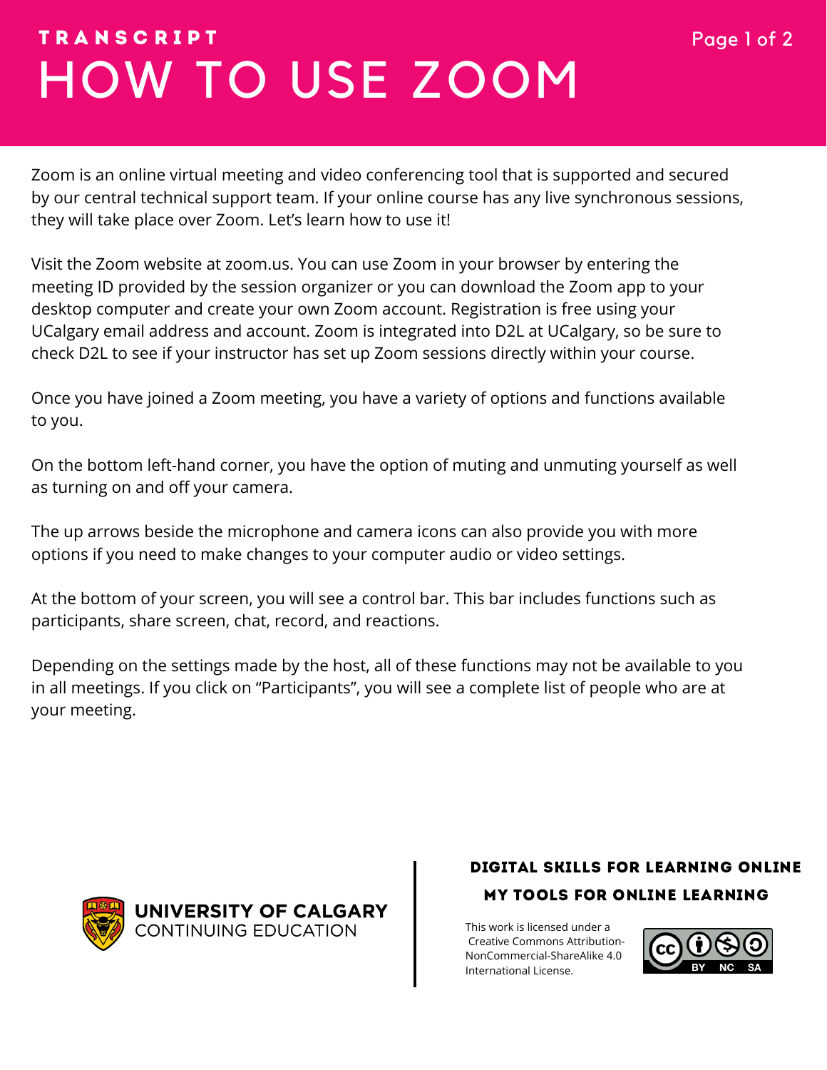TRANSCRIPT

# HOW TO USE ZOOM

Zoom is an online virtual meeting and video conferencing tool that is supported and secured by our central technical support team. If your online course has any live synchronous sessions, they will take place over Zoom. Let's learn how to use it!

Visit the Zoom website at zoom.us. You can use Zoom in your browser by entering the meeting ID provided by the session organizer or you can download the Zoom app to your desktop computer and create your own Zoom account. Registration is free using your UCalgary email address and account. Zoom is integrated into D2L at UCalgary, so be sure to check D2L to see if your instructor has set up Zoom sessions directly within your course.

Once you have joined a Zoom meeting, you have a variety of options and functions available to you.

On the bottom left-hand corner, you have the option of muting and unmuting yourself as well as turning on and off your camera.

The up arrows beside the microphone and camera icons can also provide you with more options if you need to make changes to your computer audio or video settings.

At the bottom of your screen, you will see a control bar. This bar includes functions such as participants, share screen, chat, record, and reactions.

Depending on the settings made by the host, all of these functions may not be available to you in all meetings. If you click on "Participants", you will see a complete list of people who are at your meeting.

UNIVERSITY OF CALGARY
CONTINUING EDUCATION

**DIGITAL SKILLS FOR LEARNING ONLINE**

**MY TOOLS FOR ONLINE LEARNING**

This work is licensed under a Creative Commons Attribution-NonCommercial-ShareAlike 4.0 International License.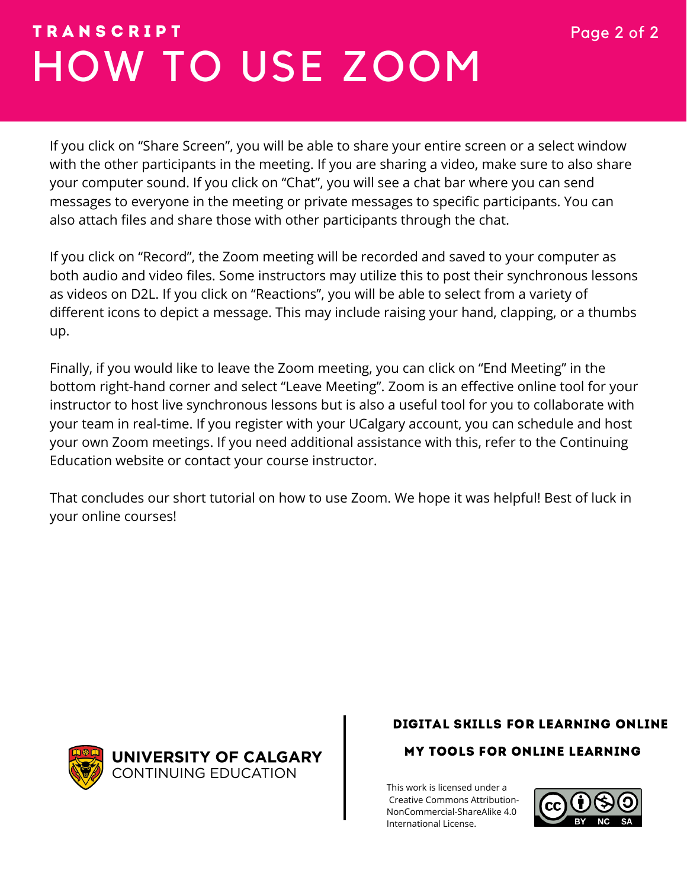If you click on “Share Screen”, you will be able to share your entire screen or a select window with the other participants in the meeting. If you are sharing a video, make sure to also share your computer sound. If you click on “Chat”, you will see a chat bar where you can send messages to everyone in the meeting or private messages to specific participants. You can also attach files and share those with other participants through the chat.

If you click on “Record”, the Zoom meeting will be recorded and saved to your computer as both audio and video files. Some instructors may utilize this to post their synchronous lessons as videos on D2L. If you click on “Reactions”, you will be able to select from a variety of different icons to depict a message. This may include raising your hand, clapping, or a thumbs up.

Finally, if you would like to leave the Zoom meeting, you can click on “End Meeting” in the bottom right-hand corner and select “Leave Meeting”. Zoom is an effective online tool for your instructor to host live synchronous lessons but is also a useful tool for you to collaborate with your team in real-time. If you register with your UCalgary account, you can schedule and host your own Zoom meetings. If you need additional assistance with this, refer to the Continuing Education website or contact your course instructor.

That concludes our short tutorial on how to use Zoom. We hope it was helpful! Best of luck in your online courses!

UNIVERSITY OF CALGARY
CONTINUING EDUCATION

**DIGITAL SKILLS FOR LEARNING ONLINE**

**MY TOOLS FOR ONLINE LEARNING**

This work is licensed under a Creative Commons Attribution-NonCommercial-ShareAlike 4.0 International License.